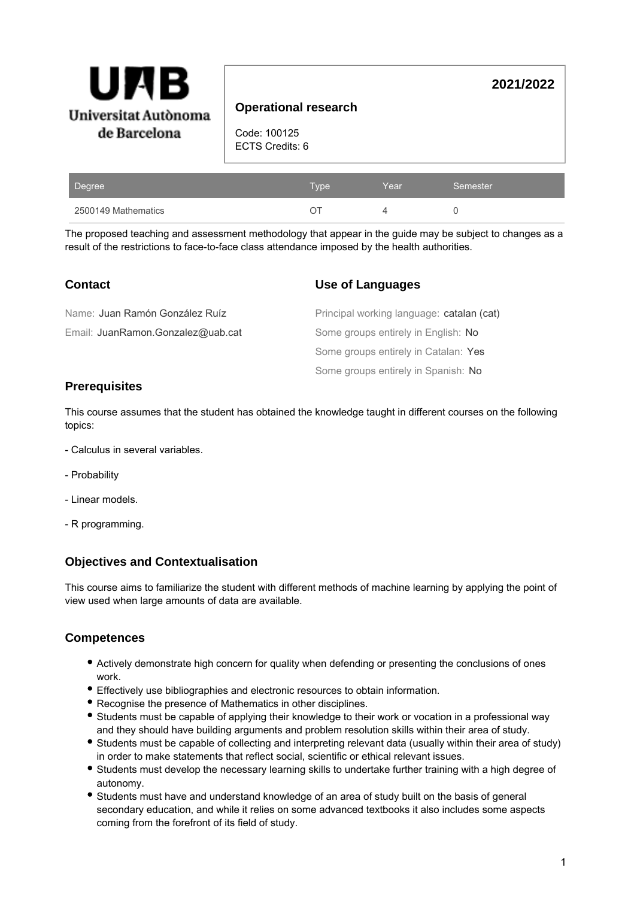Universitat Autònoma de Barcelona

# Operational research

Code: 100125
ECTS Credits: 6

**2021/2022**

| Degree | Type | Year | Semester |
| --- | --- | --- | --- |
| 2500149 Mathematics | OT | 4 | 0 |

The proposed teaching and assessment methodology that appear in the guide may be subject to changes as a result of the restrictions to face-to-face class attendance imposed by the health authorities.

## Contact

Name: Juan Ramón González Ruíz

Email: JuanRamon.Gonzalez@uab.cat

## Use of Languages

Principal working language: catalan (cat)

Some groups entirely in English: No

Some groups entirely in Catalan: Yes

Some groups entirely in Spanish: No

## Prerequisites

This course assumes that the student has obtained the knowledge taught in different courses on the following topics:

- Calculus in several variables.

- Probability

- Linear models.

- R programming.

## Objectives and Contextualisation

This course aims to familiarize the student with different methods of machine learning by applying the point of view used when large amounts of data are available.

## Competences

- Actively demonstrate high concern for quality when defending or presenting the conclusions of ones work.
- Effectively use bibliographies and electronic resources to obtain information.
- Recognise the presence of Mathematics in other disciplines.
- Students must be capable of applying their knowledge to their work or vocation in a professional way and they should have building arguments and problem resolution skills within their area of study.
- Students must be capable of collecting and interpreting relevant data (usually within their area of study) in order to make statements that reflect social, scientific or ethical relevant issues.
- Students must develop the necessary learning skills to undertake further training with a high degree of autonomy.
- Students must have and understand knowledge of an area of study built on the basis of general secondary education, and while it relies on some advanced textbooks it also includes some aspects coming from the forefront of its field of study.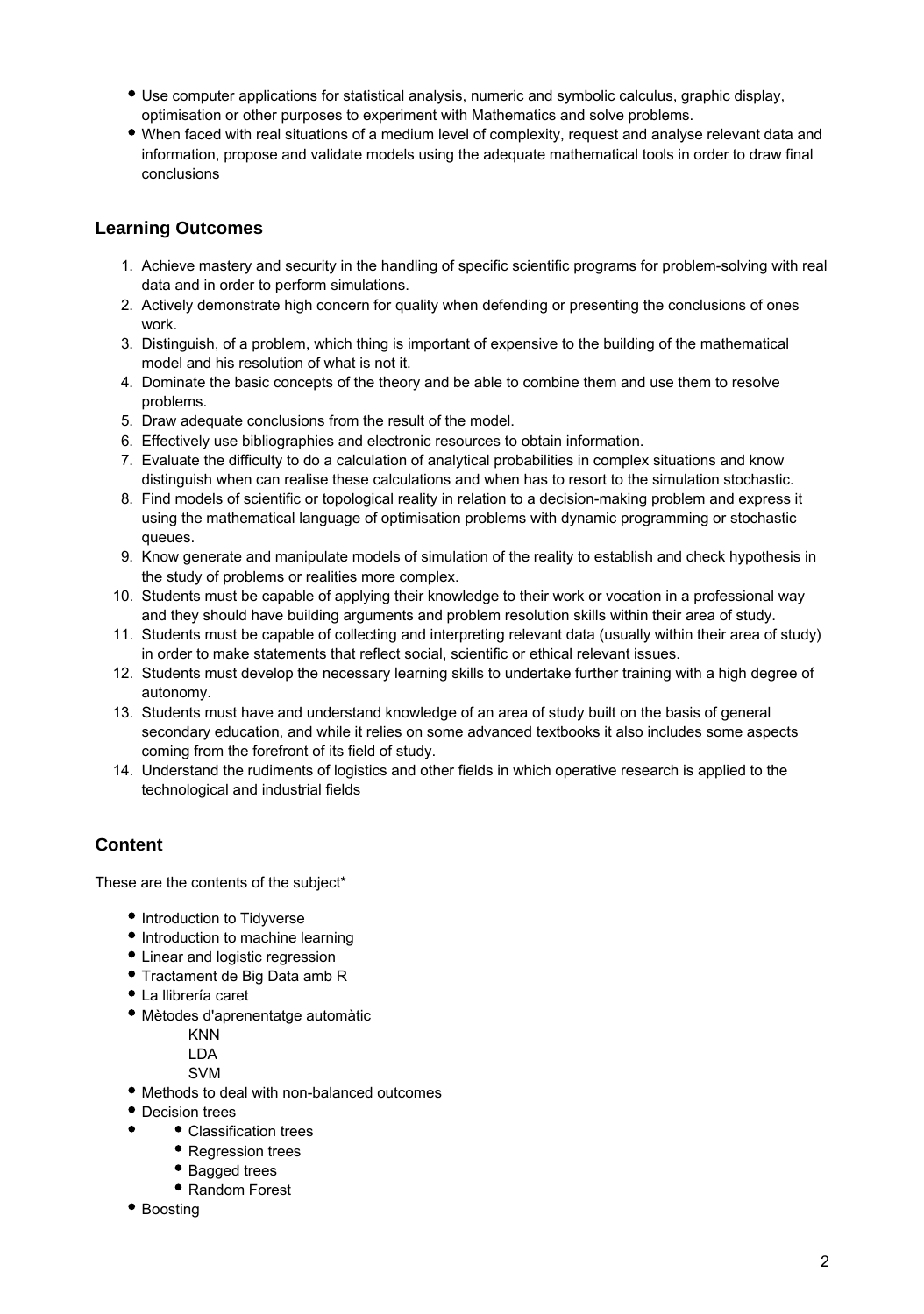- Use computer applications for statistical analysis, numeric and symbolic calculus, graphic display, optimisation or other purposes to experiment with Mathematics and solve problems.
- When faced with real situations of a medium level of complexity, request and analyse relevant data and information, propose and validate models using the adequate mathematical tools in order to draw final conclusions

## Learning Outcomes

1. Achieve mastery and security in the handling of specific scientific programs for problem-solving with real data and in order to perform simulations.
2. Actively demonstrate high concern for quality when defending or presenting the conclusions of ones work.
3. Distinguish, of a problem, which thing is important of expensive to the building of the mathematical model and his resolution of what is not it.
4. Dominate the basic concepts of the theory and be able to combine them and use them to resolve problems.
5. Draw adequate conclusions from the result of the model.
6. Effectively use bibliographies and electronic resources to obtain information.
7. Evaluate the difficulty to do a calculation of analytical probabilities in complex situations and know distinguish when can realise these calculations and when has to resort to the simulation stochastic.
8. Find models of scientific or topological reality in relation to a decision-making problem and express it using the mathematical language of optimisation problems with dynamic programming or stochastic queues.
9. Know generate and manipulate models of simulation of the reality to establish and check hypothesis in the study of problems or realities more complex.
10. Students must be capable of applying their knowledge to their work or vocation in a professional way and they should have building arguments and problem resolution skills within their area of study.
11. Students must be capable of collecting and interpreting relevant data (usually within their area of study) in order to make statements that reflect social, scientific or ethical relevant issues.
12. Students must develop the necessary learning skills to undertake further training with a high degree of autonomy.
13. Students must have and understand knowledge of an area of study built on the basis of general secondary education, and while it relies on some advanced textbooks it also includes some aspects coming from the forefront of its field of study.
14. Understand the rudiments of logistics and other fields in which operative research is applied to the technological and industrial fields

## Content

These are the contents of the subject*

- Introduction to Tidyverse
- Introduction to machine learning
- Linear and logistic regression
- Tractament de Big Data amb R
- La llibrería caret
- Mètodes d'aprenentatge automàtic
  - KNN
  - LDA
  - SVM
- Methods to deal with non-balanced outcomes
- Decision trees
  - Classification trees
  - Regression trees
  - Bagged trees
  - Random Forest
- Boosting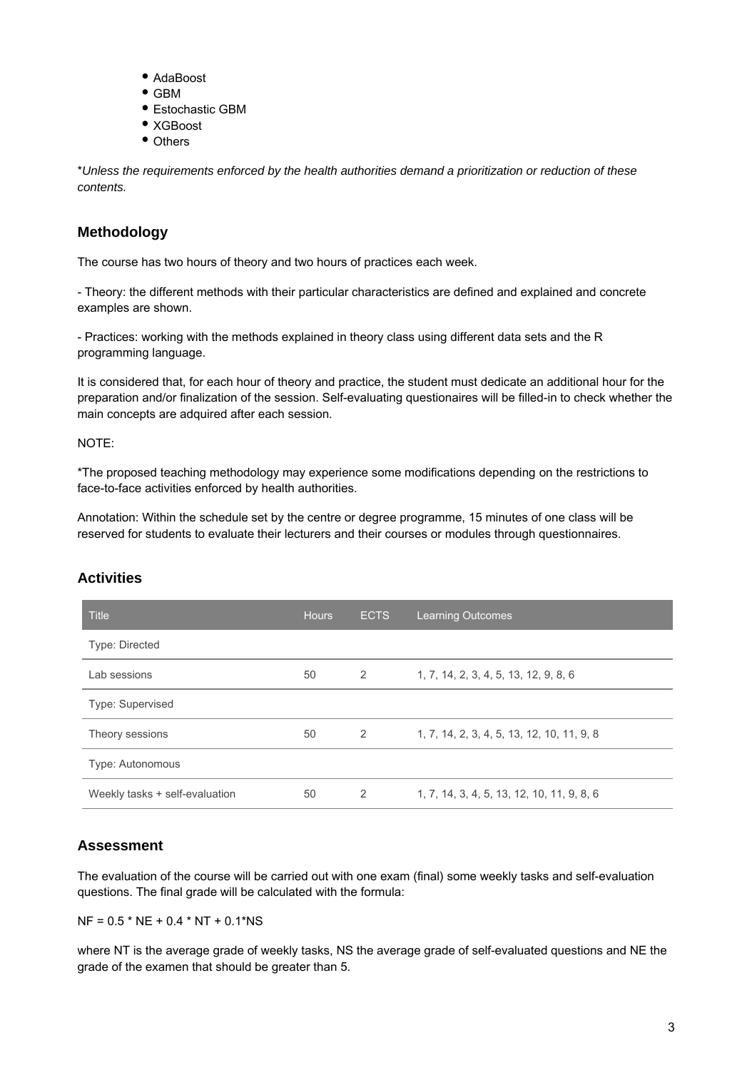- AdaBoost
- GBM
- Estochastic GBM
- XGBoost
- Others

*\*Unless the requirements enforced by the health authorities demand a prioritization or reduction of these contents.*

## Methodology

The course has two hours of theory and two hours of practices each week.

- Theory: the different methods with their particular characteristics are defined and explained and concrete examples are shown.

- Practices: working with the methods explained in theory class using different data sets and the R programming language.

It is considered that, for each hour of theory and practice, the student must dedicate an additional hour for the preparation and/or finalization of the session. Self-evaluating questionaires will be filled-in to check whether the main concepts are adquired after each session.

NOTE:

*The proposed teaching methodology may experience some modifications depending on the restrictions to face-to-face activities enforced by health authorities.

Annotation: Within the schedule set by the centre or degree programme, 15 minutes of one class will be reserved for students to evaluate their lecturers and their courses or modules through questionnaires.

## Activities

| Title | Hours | ECTS | Learning Outcomes |
|---|---|---|---|
| Type: Directed | | | |
| Lab sessions | 50 | 2 | 1, 7, 14, 2, 3, 4, 5, 13, 12, 9, 8, 6 |
| Type: Supervised | | | |
| Theory sessions | 50 | 2 | 1, 7, 14, 2, 3, 4, 5, 13, 12, 10, 11, 9, 8 |
| Type: Autonomous | | | |
| Weekly tasks + self-evaluation | 50 | 2 | 1, 7, 14, 3, 4, 5, 13, 12, 10, 11, 9, 8, 6 |

## Assessment

The evaluation of the course will be carried out with one exam (final) some weekly tasks and self-evaluation questions. The final grade will be calculated with the formula:

$NF = 0.5 * NE + 0.4 * NT + 0.1*NS$

where NT is the average grade of weekly tasks, NS the average grade of self-evaluated questions and NE the grade of the examen that should be greater than 5.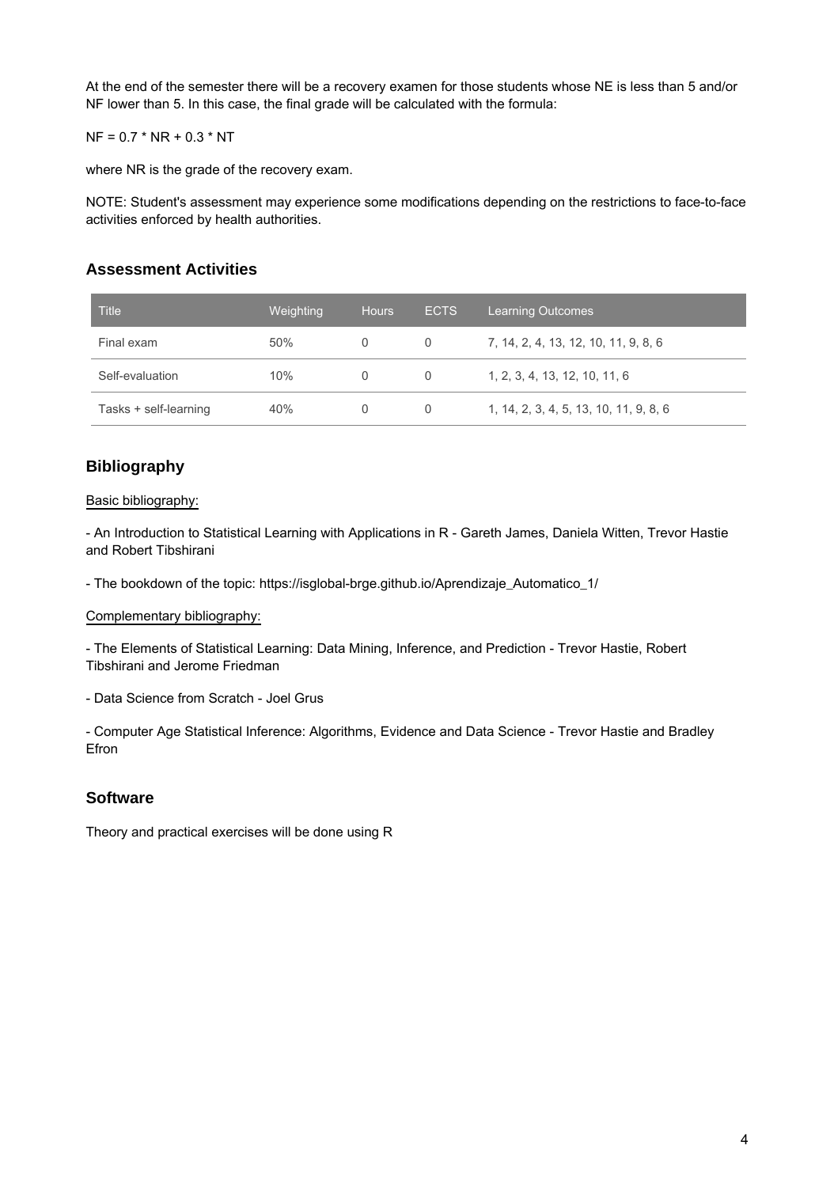At the end of the semester there will be a recovery examen for those students whose NE is less than 5 and/or NF lower than 5. In this case, the final grade will be calculated with the formula:

$NF = 0.7 * NR + 0.3 * NT$

where NR is the grade of the recovery exam.

NOTE: Student's assessment may experience some modifications depending on the restrictions to face-to-face activities enforced by health authorities.

## Assessment Activities

| Title | Weighting | Hours | ECTS | Learning Outcomes |
|---|---|---|---|---|
| Final exam | 50% | 0 | 0 | 7, 14, 2, 4, 13, 12, 10, 11, 9, 8, 6 |
| Self-evaluation | 10% | 0 | 0 | 1, 2, 3, 4, 13, 12, 10, 11, 6 |
| Tasks + self-learning | 40% | 0 | 0 | 1, 14, 2, 3, 4, 5, 13, 10, 11, 9, 8, 6 |

## Bibliography

Basic bibliography:

- An Introduction to Statistical Learning with Applications in R - Gareth James, Daniela Witten, Trevor Hastie and Robert Tibshirani

- The bookdown of the topic: https://isglobal-brge.github.io/Aprendizaje_Automatico_1/

Complementary bibliography:

- The Elements of Statistical Learning: Data Mining, Inference, and Prediction - Trevor Hastie, Robert Tibshirani and Jerome Friedman

- Data Science from Scratch - Joel Grus

- Computer Age Statistical Inference: Algorithms, Evidence and Data Science - Trevor Hastie and Bradley Efron

## Software

Theory and practical exercises will be done using R